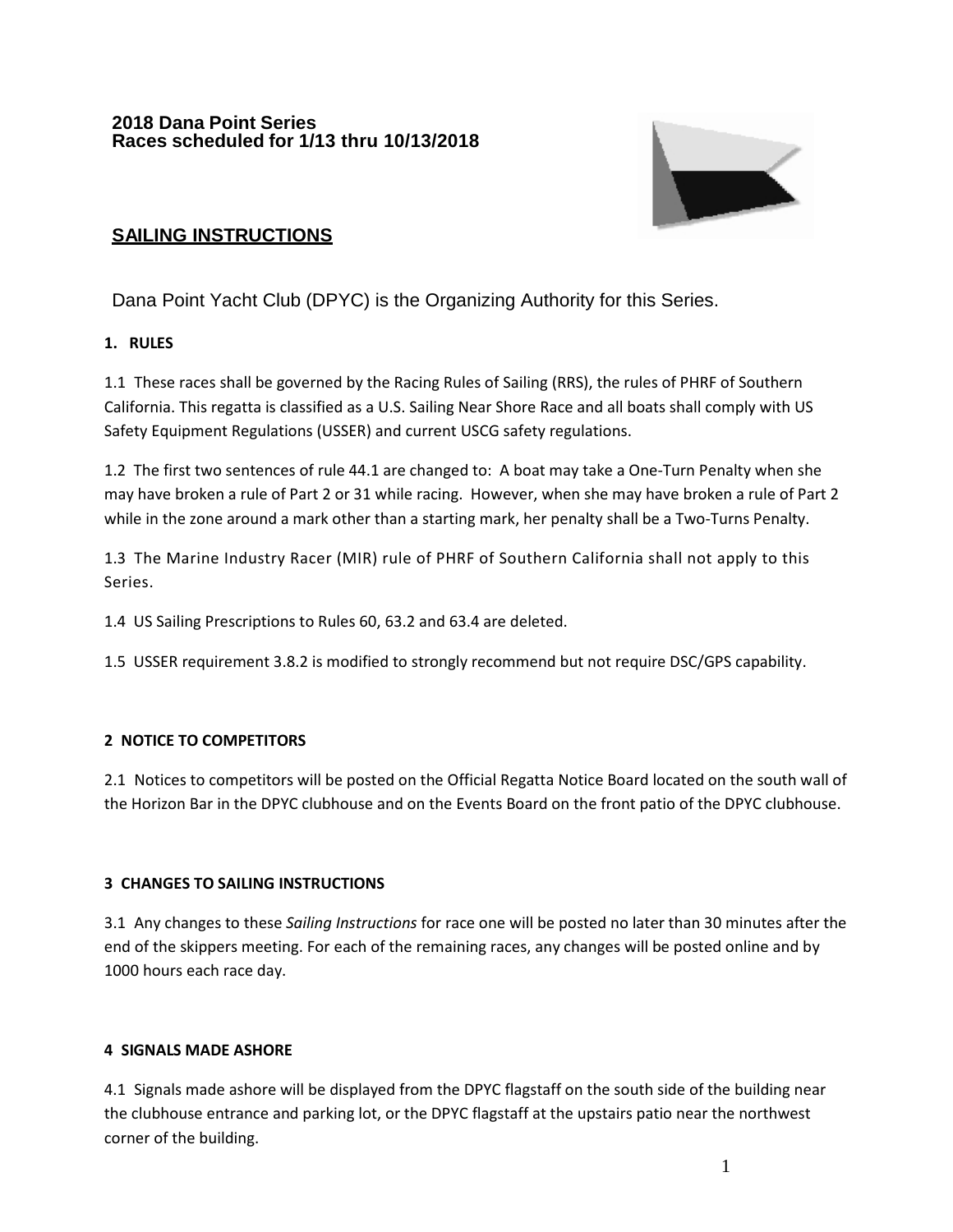**2018 Dana Point Series**
**Races scheduled for 1/13 thru 10/13/2018**

## SAILING INSTRUCTIONS

Dana Point Yacht Club (DPYC) is the Organizing Authority for this Series.

### 1. RULES

1.1 These races shall be governed by the Racing Rules of Sailing (RRS), the rules of PHRF of Southern California. This regatta is classified as a U.S. Sailing Near Shore Race and all boats shall comply with US Safety Equipment Regulations (USSER) and current USCG safety regulations.

1.2 The first two sentences of rule 44.1 are changed to: A boat may take a One-Turn Penalty when she may have broken a rule of Part 2 or 31 while racing. However, when she may have broken a rule of Part 2 while in the zone around a mark other than a starting mark, her penalty shall be a Two-Turns Penalty.

1.3 The Marine Industry Racer (MIR) rule of PHRF of Southern California shall not apply to this Series.

1.4 US Sailing Prescriptions to Rules 60, 63.2 and 63.4 are deleted.

1.5 USSER requirement 3.8.2 is modified to strongly recommend but not require DSC/GPS capability.

### 2 NOTICE TO COMPETITORS

2.1 Notices to competitors will be posted on the Official Regatta Notice Board located on the south wall of the Horizon Bar in the DPYC clubhouse and on the Events Board on the front patio of the DPYC clubhouse.

### 3 CHANGES TO SAILING INSTRUCTIONS

3.1 Any changes to these *Sailing Instructions* for race one will be posted no later than 30 minutes after the end of the skippers meeting. For each of the remaining races, any changes will be posted online and by 1000 hours each race day.

### 4 SIGNALS MADE ASHORE

4.1 Signals made ashore will be displayed from the DPYC flagstaff on the south side of the building near the clubhouse entrance and parking lot, or the DPYC flagstaff at the upstairs patio near the northwest corner of the building.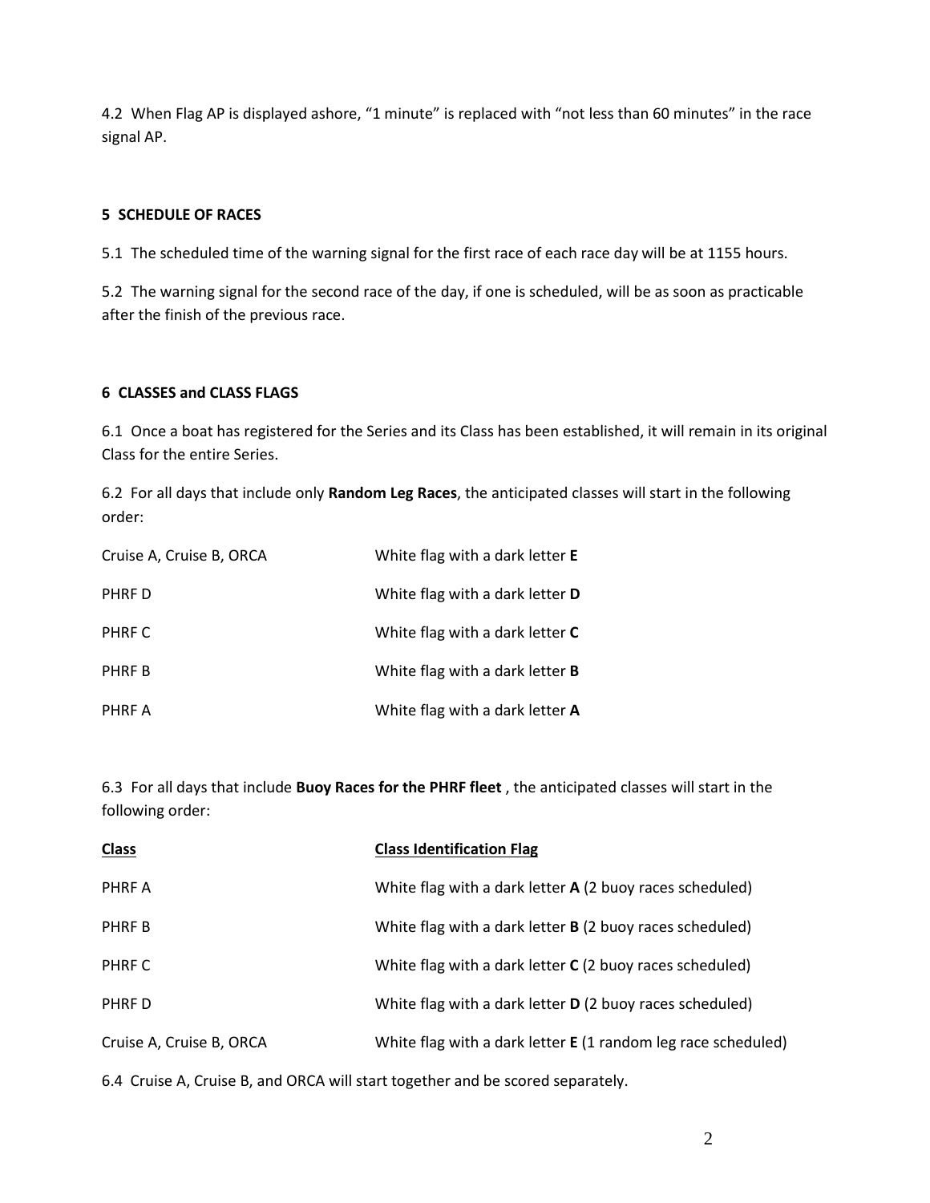4.2 When Flag AP is displayed ashore, “1 minute” is replaced with “not less than 60 minutes” in the race signal AP.

**5 SCHEDULE OF RACES**

5.1 The scheduled time of the warning signal for the first race of each race day will be at 1155 hours.

5.2 The warning signal for the second race of the day, if one is scheduled, will be as soon as practicable after the finish of the previous race.

**6 CLASSES and CLASS FLAGS**

6.1 Once a boat has registered for the Series and its Class has been established, it will remain in its original Class for the entire Series.

6.2 For all days that include only **Random Leg Races**, the anticipated classes will start in the following order:

| | |
|---|---|
| Cruise A, Cruise B, ORCA | White flag with a dark letter **E** |
| PHRF D | White flag with a dark letter **D** |
| PHRF C | White flag with a dark letter **C** |
| PHRF B | White flag with a dark letter **B** |
| PHRF A | White flag with a dark letter **A** |

6.3 For all days that include **Buoy Races for the PHRF fleet** , the anticipated classes will start in the following order:

| Class | Class Identification Flag |
|---|---|
| PHRF A | White flag with a dark letter **A** (2 buoy races scheduled) |
| PHRF B | White flag with a dark letter **B** (2 buoy races scheduled) |
| PHRF C | White flag with a dark letter **C** (2 buoy races scheduled) |
| PHRF D | White flag with a dark letter **D** (2 buoy races scheduled) |
| Cruise A, Cruise B, ORCA | White flag with a dark letter **E** (1 random leg race scheduled) |

6.4 Cruise A, Cruise B, and ORCA will start together and be scored separately.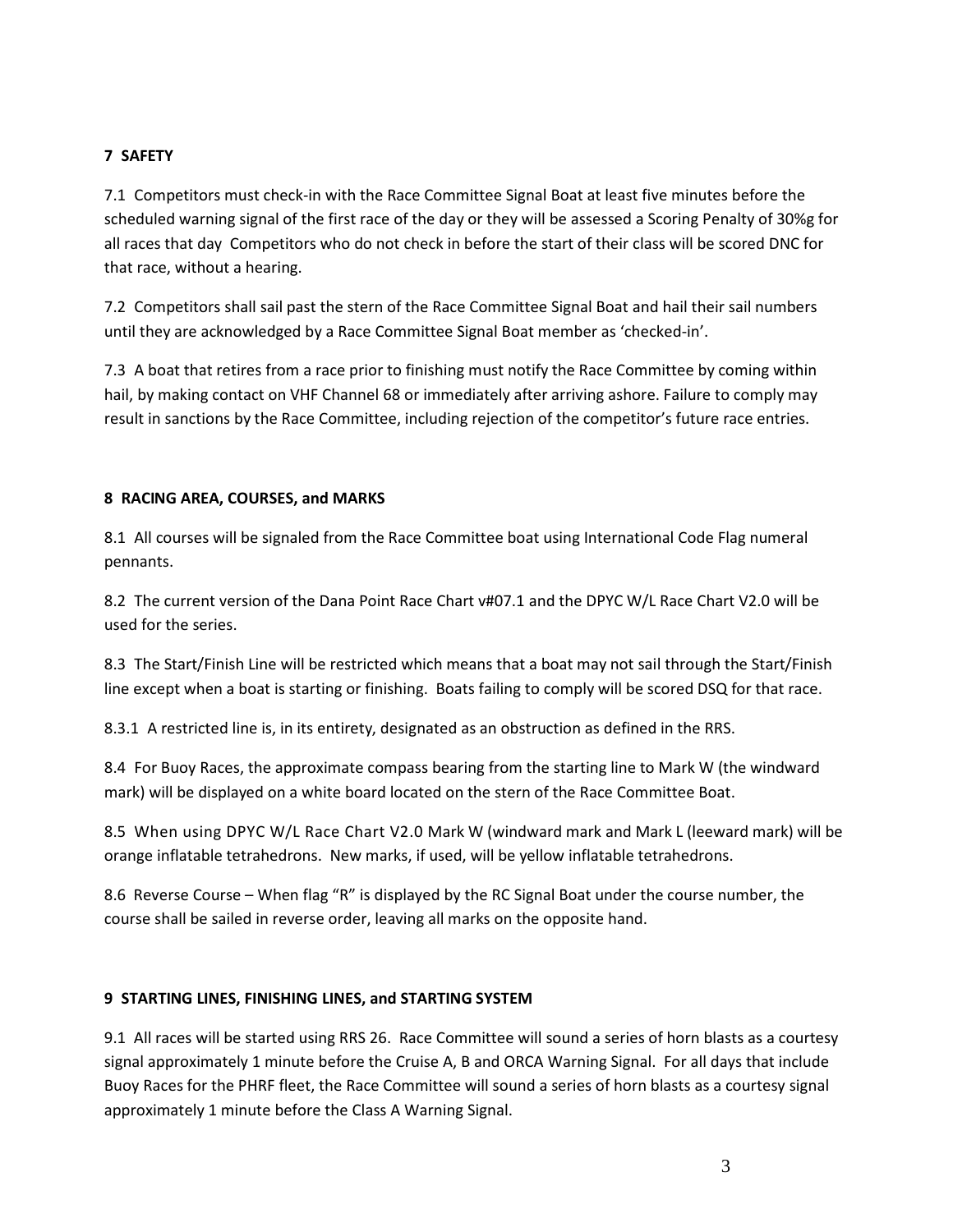## 7 SAFETY

7.1 Competitors must check-in with the Race Committee Signal Boat at least five minutes before the scheduled warning signal of the first race of the day or they will be assessed a Scoring Penalty of 30%g for all races that day Competitors who do not check in before the start of their class will be scored DNC for that race, without a hearing.

7.2 Competitors shall sail past the stern of the Race Committee Signal Boat and hail their sail numbers until they are acknowledged by a Race Committee Signal Boat member as 'checked-in'.

7.3 A boat that retires from a race prior to finishing must notify the Race Committee by coming within hail, by making contact on VHF Channel 68 or immediately after arriving ashore. Failure to comply may result in sanctions by the Race Committee, including rejection of the competitor's future race entries.

## 8 RACING AREA, COURSES, and MARKS

8.1 All courses will be signaled from the Race Committee boat using International Code Flag numeral pennants.

8.2 The current version of the Dana Point Race Chart v#07.1 and the DPYC W/L Race Chart V2.0 will be used for the series.

8.3 The Start/Finish Line will be restricted which means that a boat may not sail through the Start/Finish line except when a boat is starting or finishing. Boats failing to comply will be scored DSQ for that race.

8.3.1 A restricted line is, in its entirety, designated as an obstruction as defined in the RRS.

8.4 For Buoy Races, the approximate compass bearing from the starting line to Mark W (the windward mark) will be displayed on a white board located on the stern of the Race Committee Boat.

8.5 When using DPYC W/L Race Chart V2.0 Mark W (windward mark and Mark L (leeward mark) will be orange inflatable tetrahedrons. New marks, if used, will be yellow inflatable tetrahedrons.

8.6 Reverse Course – When flag "R" is displayed by the RC Signal Boat under the course number, the course shall be sailed in reverse order, leaving all marks on the opposite hand.

## 9 STARTING LINES, FINISHING LINES, and STARTING SYSTEM

9.1 All races will be started using RRS 26. Race Committee will sound a series of horn blasts as a courtesy signal approximately 1 minute before the Cruise A, B and ORCA Warning Signal. For all days that include Buoy Races for the PHRF fleet, the Race Committee will sound a series of horn blasts as a courtesy signal approximately 1 minute before the Class A Warning Signal.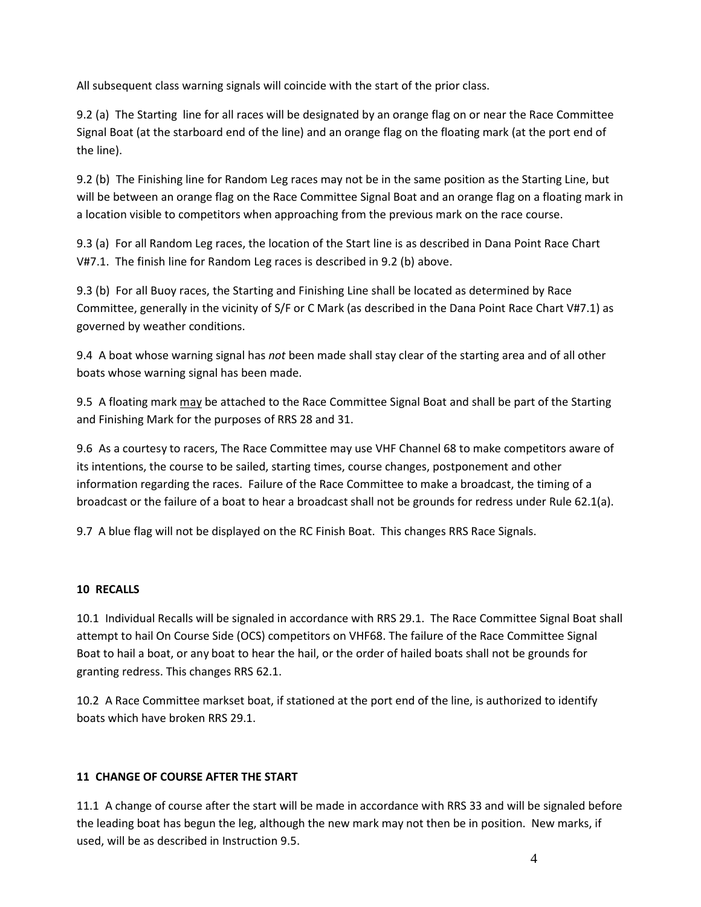All subsequent class warning signals will coincide with the start of the prior class.

9.2 (a) The Starting line for all races will be designated by an orange flag on or near the Race Committee Signal Boat (at the starboard end of the line) and an orange flag on the floating mark (at the port end of the line).

9.2 (b) The Finishing line for Random Leg races may not be in the same position as the Starting Line, but will be between an orange flag on the Race Committee Signal Boat and an orange flag on a floating mark in a location visible to competitors when approaching from the previous mark on the race course.

9.3 (a) For all Random Leg races, the location of the Start line is as described in Dana Point Race Chart V#7.1. The finish line for Random Leg races is described in 9.2 (b) above.

9.3 (b) For all Buoy races, the Starting and Finishing Line shall be located as determined by Race Committee, generally in the vicinity of S/F or C Mark (as described in the Dana Point Race Chart V#7.1) as governed by weather conditions.

9.4 A boat whose warning signal has *not* been made shall stay clear of the starting area and of all other boats whose warning signal has been made.

9.5 A floating mark <u>may</u> be attached to the Race Committee Signal Boat and shall be part of the Starting and Finishing Mark for the purposes of RRS 28 and 31.

9.6 As a courtesy to racers, The Race Committee may use VHF Channel 68 to make competitors aware of its intentions, the course to be sailed, starting times, course changes, postponement and other information regarding the races. Failure of the Race Committee to make a broadcast, the timing of a broadcast or the failure of a boat to hear a broadcast shall not be grounds for redress under Rule 62.1(a).

9.7 A blue flag will not be displayed on the RC Finish Boat. This changes RRS Race Signals.

**10 RECALLS**

10.1 Individual Recalls will be signaled in accordance with RRS 29.1. The Race Committee Signal Boat shall attempt to hail On Course Side (OCS) competitors on VHF68. The failure of the Race Committee Signal Boat to hail a boat, or any boat to hear the hail, or the order of hailed boats shall not be grounds for granting redress. This changes RRS 62.1.

10.2 A Race Committee markset boat, if stationed at the port end of the line, is authorized to identify boats which have broken RRS 29.1.

**11 CHANGE OF COURSE AFTER THE START**

11.1 A change of course after the start will be made in accordance with RRS 33 and will be signaled before the leading boat has begun the leg, although the new mark may not then be in position. New marks, if used, will be as described in Instruction 9.5.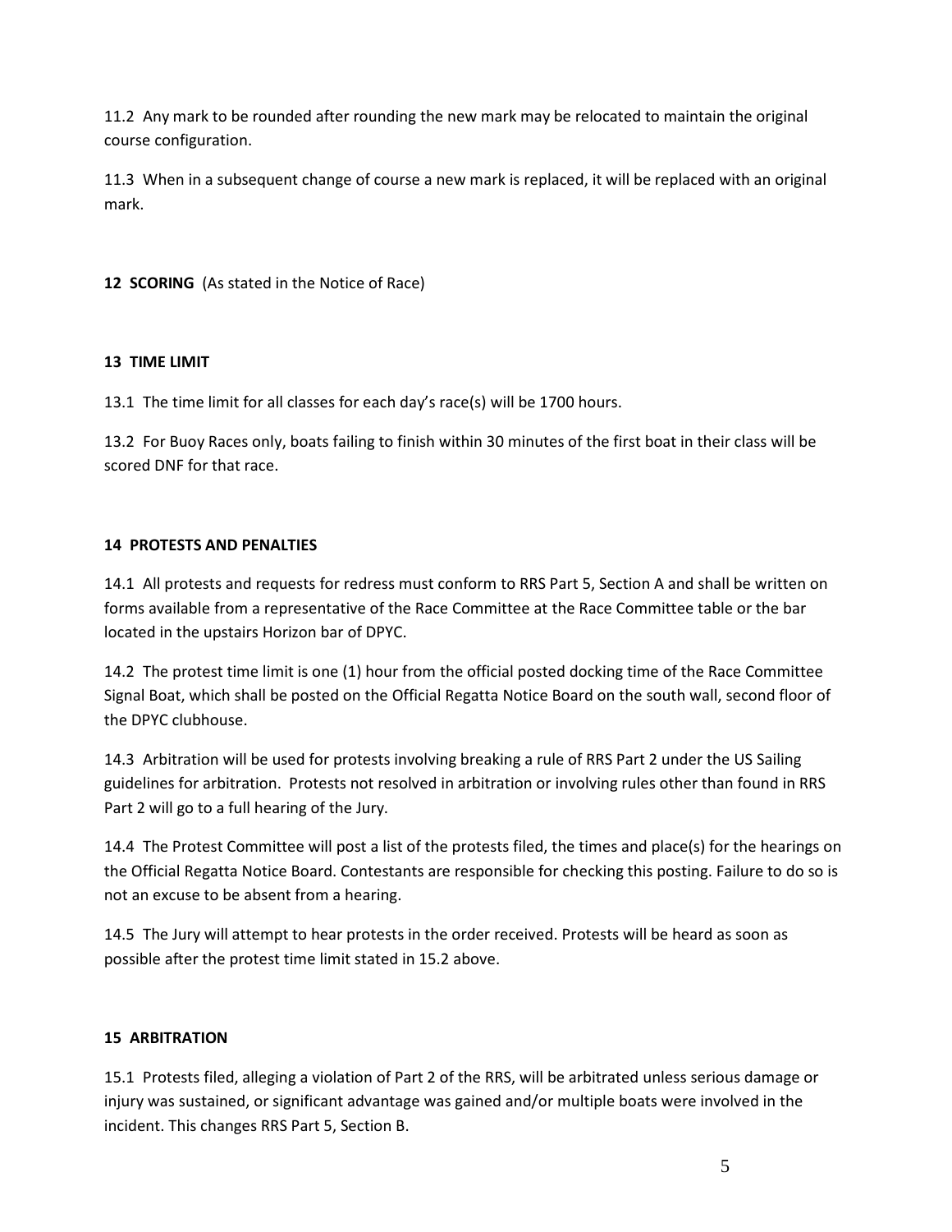11.2 Any mark to be rounded after rounding the new mark may be relocated to maintain the original course configuration.

11.3 When in a subsequent change of course a new mark is replaced, it will be replaced with an original mark.

## 12 SCORING (As stated in the Notice of Race)

## 13 TIME LIMIT

13.1 The time limit for all classes for each day's race(s) will be 1700 hours.

13.2 For Buoy Races only, boats failing to finish within 30 minutes of the first boat in their class will be scored DNF for that race.

## 14 PROTESTS AND PENALTIES

14.1 All protests and requests for redress must conform to RRS Part 5, Section A and shall be written on forms available from a representative of the Race Committee at the Race Committee table or the bar located in the upstairs Horizon bar of DPYC.

14.2 The protest time limit is one (1) hour from the official posted docking time of the Race Committee Signal Boat, which shall be posted on the Official Regatta Notice Board on the south wall, second floor of the DPYC clubhouse.

14.3 Arbitration will be used for protests involving breaking a rule of RRS Part 2 under the US Sailing guidelines for arbitration. Protests not resolved in arbitration or involving rules other than found in RRS Part 2 will go to a full hearing of the Jury.

14.4 The Protest Committee will post a list of the protests filed, the times and place(s) for the hearings on the Official Regatta Notice Board. Contestants are responsible for checking this posting. Failure to do so is not an excuse to be absent from a hearing.

14.5 The Jury will attempt to hear protests in the order received. Protests will be heard as soon as possible after the protest time limit stated in 15.2 above.

## 15 ARBITRATION

15.1 Protests filed, alleging a violation of Part 2 of the RRS, will be arbitrated unless serious damage or injury was sustained, or significant advantage was gained and/or multiple boats were involved in the incident. This changes RRS Part 5, Section B.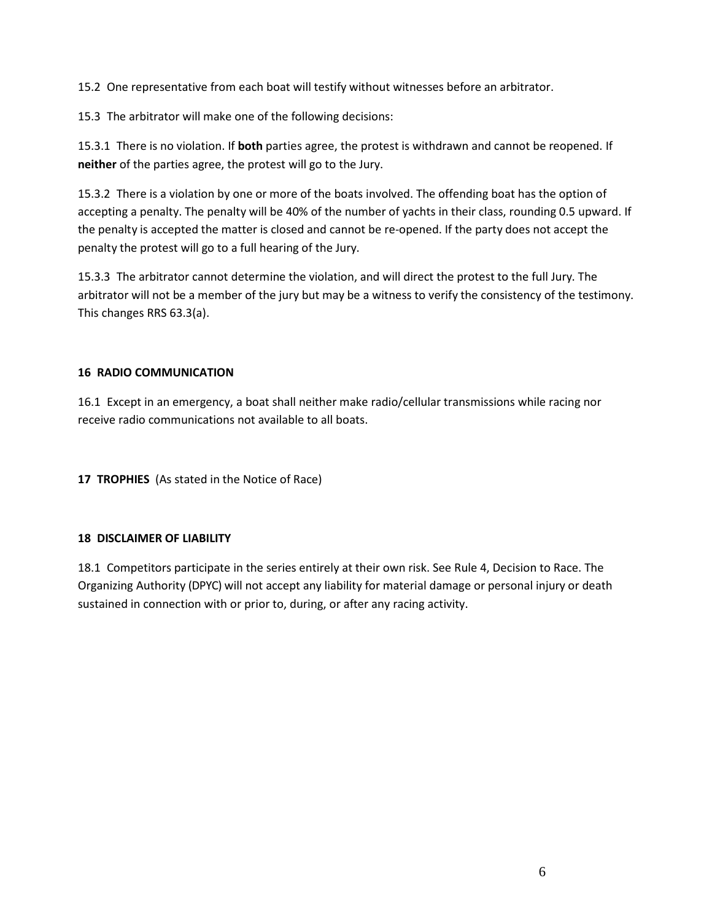15.2 One representative from each boat will testify without witnesses before an arbitrator.

15.3 The arbitrator will make one of the following decisions:

15.3.1 There is no violation. If **both** parties agree, the protest is withdrawn and cannot be reopened. If **neither** of the parties agree, the protest will go to the Jury.

15.3.2 There is a violation by one or more of the boats involved. The offending boat has the option of accepting a penalty. The penalty will be 40% of the number of yachts in their class, rounding 0.5 upward. If the penalty is accepted the matter is closed and cannot be re-opened. If the party does not accept the penalty the protest will go to a full hearing of the Jury.

15.3.3 The arbitrator cannot determine the violation, and will direct the protest to the full Jury. The arbitrator will not be a member of the jury but may be a witness to verify the consistency of the testimony. This changes RRS 63.3(a).

## 16 RADIO COMMUNICATION

16.1 Except in an emergency, a boat shall neither make radio/cellular transmissions while racing nor receive radio communications not available to all boats.

## 17 TROPHIES (As stated in the Notice of Race)

## 18 DISCLAIMER OF LIABILITY

18.1 Competitors participate in the series entirely at their own risk. See Rule 4, Decision to Race. The Organizing Authority (DPYC) will not accept any liability for material damage or personal injury or death sustained in connection with or prior to, during, or after any racing activity.